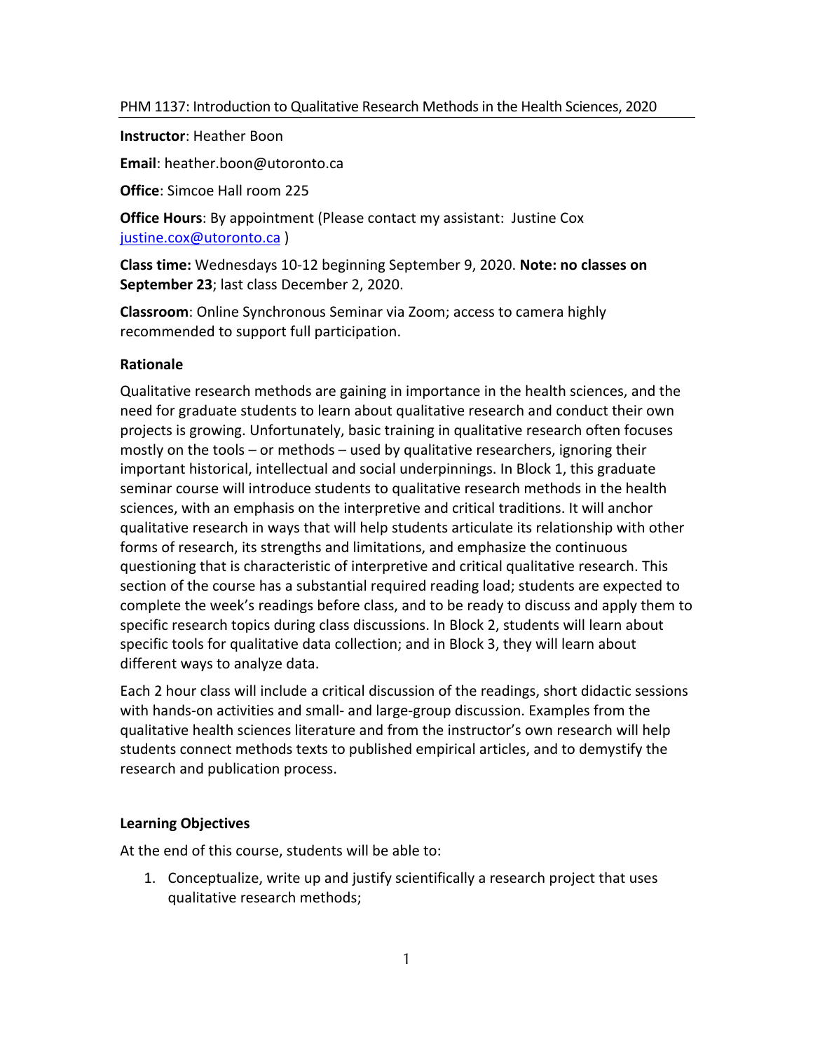PHM 1137: Introduction to Qualitative Research Methods in the Health Sciences, 2020

**Instructor**: Heather Boon

**Email**: heather.boon@utoronto.ca

**Office**: Simcoe Hall room 225

**Office Hours**: By appointment (Please contact my assistant: Justine Cox justine.cox@utoronto.ca )

**Class time:** Wednesdays 10-12 beginning September 9, 2020. **Note: no classes on September 23**; last class December 2, 2020.

**Classroom**: Online Synchronous Seminar via Zoom; access to camera highly recommended to support full participation.

**Rationale**

Qualitative research methods are gaining in importance in the health sciences, and the need for graduate students to learn about qualitative research and conduct their own projects is growing. Unfortunately, basic training in qualitative research often focuses mostly on the tools – or methods – used by qualitative researchers, ignoring their important historical, intellectual and social underpinnings. In Block 1, this graduate seminar course will introduce students to qualitative research methods in the health sciences, with an emphasis on the interpretive and critical traditions. It will anchor qualitative research in ways that will help students articulate its relationship with other forms of research, its strengths and limitations, and emphasize the continuous questioning that is characteristic of interpretive and critical qualitative research. This section of the course has a substantial required reading load; students are expected to complete the week's readings before class, and to be ready to discuss and apply them to specific research topics during class discussions. In Block 2, students will learn about specific tools for qualitative data collection; and in Block 3, they will learn about different ways to analyze data.

Each 2 hour class will include a critical discussion of the readings, short didactic sessions with hands-on activities and small- and large-group discussion. Examples from the qualitative health sciences literature and from the instructor's own research will help students connect methods texts to published empirical articles, and to demystify the research and publication process.

**Learning Objectives**

At the end of this course, students will be able to:

1. Conceptualize, write up and justify scientifically a research project that uses qualitative research methods;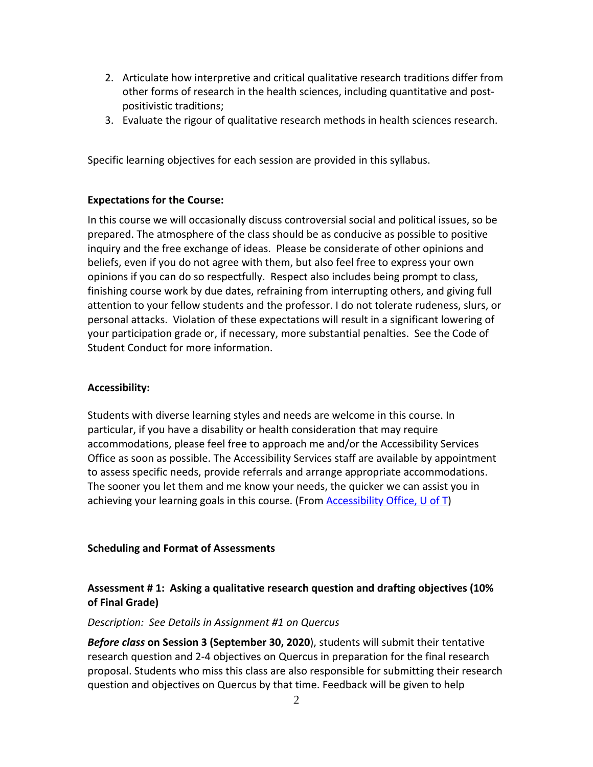2. Articulate how interpretive and critical qualitative research traditions differ from other forms of research in the health sciences, including quantitative and post-positivistic traditions;
3. Evaluate the rigour of qualitative research methods in health sciences research.

Specific learning objectives for each session are provided in this syllabus.

**Expectations for the Course:**

In this course we will occasionally discuss controversial social and political issues, so be prepared. The atmosphere of the class should be as conducive as possible to positive inquiry and the free exchange of ideas. Please be considerate of other opinions and beliefs, even if you do not agree with them, but also feel free to express your own opinions if you can do so respectfully. Respect also includes being prompt to class, finishing course work by due dates, refraining from interrupting others, and giving full attention to your fellow students and the professor. I do not tolerate rudeness, slurs, or personal attacks. Violation of these expectations will result in a significant lowering of your participation grade or, if necessary, more substantial penalties. See the Code of Student Conduct for more information.

**Accessibility:**

Students with diverse learning styles and needs are welcome in this course. In particular, if you have a disability or health consideration that may require accommodations, please feel free to approach me and/or the Accessibility Services Office as soon as possible. The Accessibility Services staff are available by appointment to assess specific needs, provide referrals and arrange appropriate accommodations. The sooner you let them and me know your needs, the quicker we can assist you in achieving your learning goals in this course. (From [Accessibility Office, U of T])

**Scheduling and Format of Assessments**

**Assessment # 1: Asking a qualitative research question and drafting objectives (10% of Final Grade)**

*Description: See Details in Assignment #1 on Quercus*

***Before class*** **on Session 3 (September 30, 2020**), students will submit their tentative research question and 2-4 objectives on Quercus in preparation for the final research proposal. Students who miss this class are also responsible for submitting their research question and objectives on Quercus by that time. Feedback will be given to help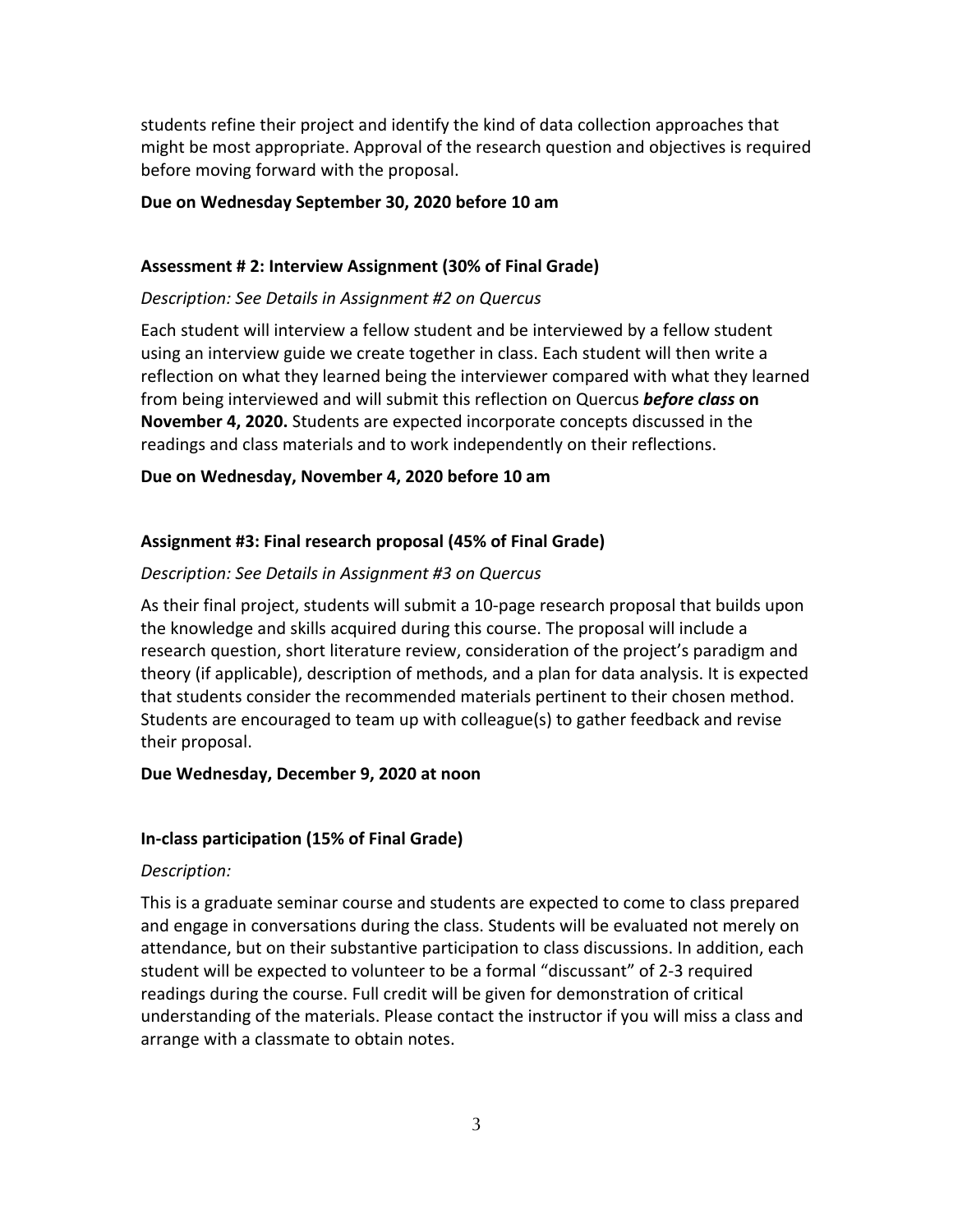students refine their project and identify the kind of data collection approaches that might be most appropriate. Approval of the research question and objectives is required before moving forward with the proposal.

**Due on Wednesday September 30, 2020 before 10 am**

**Assessment # 2: Interview Assignment (30% of Final Grade)**

*Description: See Details in Assignment #2 on Quercus*

Each student will interview a fellow student and be interviewed by a fellow student using an interview guide we create together in class. Each student will then write a reflection on what they learned being the interviewer compared with what they learned from being interviewed and will submit this reflection on Quercus ***before class*** **on November 4, 2020.** Students are expected incorporate concepts discussed in the readings and class materials and to work independently on their reflections.

**Due on Wednesday, November 4, 2020 before 10 am**

**Assignment #3: Final research proposal (45% of Final Grade)**

*Description: See Details in Assignment #3 on Quercus*

As their final project, students will submit a 10-page research proposal that builds upon the knowledge and skills acquired during this course. The proposal will include a research question, short literature review, consideration of the project's paradigm and theory (if applicable), description of methods, and a plan for data analysis. It is expected that students consider the recommended materials pertinent to their chosen method. Students are encouraged to team up with colleague(s) to gather feedback and revise their proposal.

**Due Wednesday, December 9, 2020 at noon**

**In-class participation (15% of Final Grade)**

*Description:*

This is a graduate seminar course and students are expected to come to class prepared and engage in conversations during the class. Students will be evaluated not merely on attendance, but on their substantive participation to class discussions. In addition, each student will be expected to volunteer to be a formal "discussant" of 2-3 required readings during the course. Full credit will be given for demonstration of critical understanding of the materials. Please contact the instructor if you will miss a class and arrange with a classmate to obtain notes.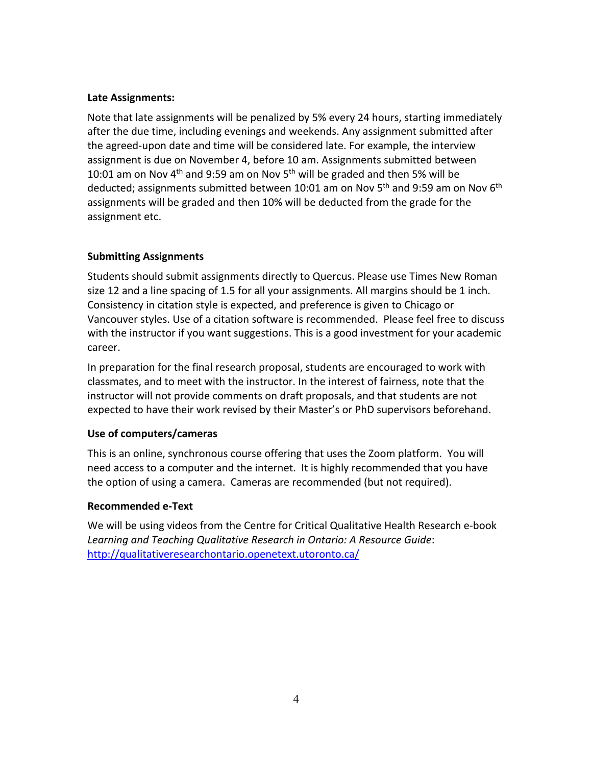**Late Assignments:**

Note that late assignments will be penalized by 5% every 24 hours, starting immediately after the due time, including evenings and weekends. Any assignment submitted after the agreed-upon date and time will be considered late. For example, the interview assignment is due on November 4, before 10 am. Assignments submitted between 10:01 am on Nov 4th and 9:59 am on Nov 5th will be graded and then 5% will be deducted; assignments submitted between 10:01 am on Nov 5th and 9:59 am on Nov 6th assignments will be graded and then 10% will be deducted from the grade for the assignment etc.

**Submitting Assignments**

Students should submit assignments directly to Quercus. Please use Times New Roman size 12 and a line spacing of 1.5 for all your assignments. All margins should be 1 inch. Consistency in citation style is expected, and preference is given to Chicago or Vancouver styles. Use of a citation software is recommended. Please feel free to discuss with the instructor if you want suggestions. This is a good investment for your academic career.

In preparation for the final research proposal, students are encouraged to work with classmates, and to meet with the instructor. In the interest of fairness, note that the instructor will not provide comments on draft proposals, and that students are not expected to have their work revised by their Master's or PhD supervisors beforehand.

**Use of computers/cameras**

This is an online, synchronous course offering that uses the Zoom platform. You will need access to a computer and the internet. It is highly recommended that you have the option of using a camera. Cameras are recommended (but not required).

**Recommended e-Text**

We will be using videos from the Centre for Critical Qualitative Health Research e-book *Learning and Teaching Qualitative Research in Ontario: A Resource Guide*: [http://qualitativeresearchontario.openetext.utoronto.ca/](http://qualitativeresearchontario.openetext.utoronto.ca/)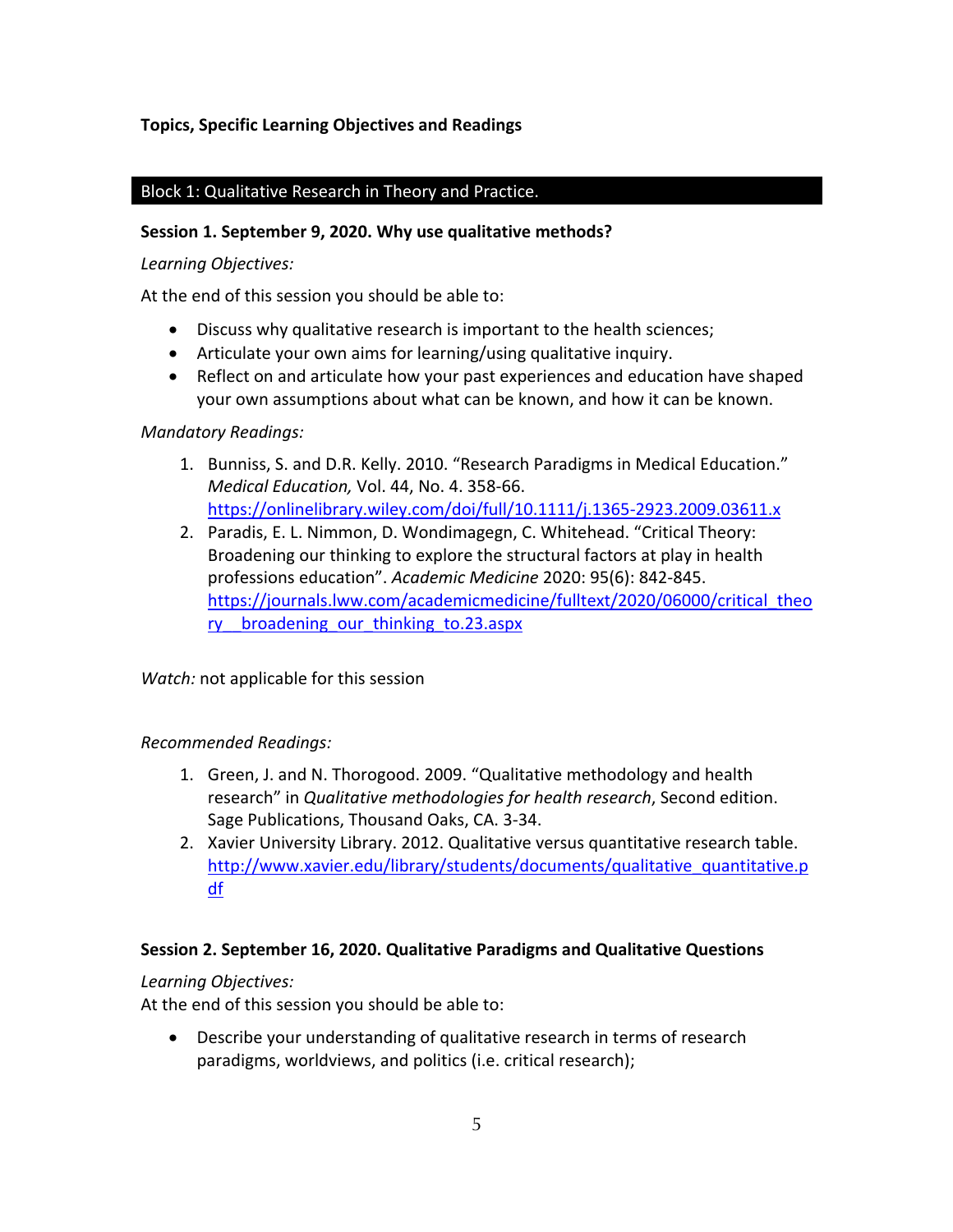**Topics, Specific Learning Objectives and Readings**

## Block 1: Qualitative Research in Theory and Practice.

### Session 1. September 9, 2020. Why use qualitative methods?

*Learning Objectives:*

At the end of this session you should be able to:

- Discuss why qualitative research is important to the health sciences;
- Articulate your own aims for learning/using qualitative inquiry.
- Reflect on and articulate how your past experiences and education have shaped your own assumptions about what can be known, and how it can be known.

*Mandatory Readings:*

1. Bunniss, S. and D.R. Kelly. 2010. "Research Paradigms in Medical Education." *Medical Education,* Vol. 44, No. 4. 358-66. https://onlinelibrary.wiley.com/doi/full/10.1111/j.1365-2923.2009.03611.x
2. Paradis, E. L. Nimmon, D. Wondimagegn, C. Whitehead. "Critical Theory: Broadening our thinking to explore the structural factors at play in health professions education". *Academic Medicine* 2020: 95(6): 842-845. https://journals.lww.com/academicmedicine/fulltext/2020/06000/critical_theory__broadening_our_thinking_to.23.aspx

*Watch:* not applicable for this session

*Recommended Readings:*

1. Green, J. and N. Thorogood. 2009. "Qualitative methodology and health research" in *Qualitative methodologies for health research*, Second edition. Sage Publications, Thousand Oaks, CA. 3-34.
2. Xavier University Library. 2012. Qualitative versus quantitative research table. http://www.xavier.edu/library/students/documents/qualitative_quantitative.pdf

### Session 2. September 16, 2020. Qualitative Paradigms and Qualitative Questions

*Learning Objectives:*

At the end of this session you should be able to:

- Describe your understanding of qualitative research in terms of research paradigms, worldviews, and politics (i.e. critical research);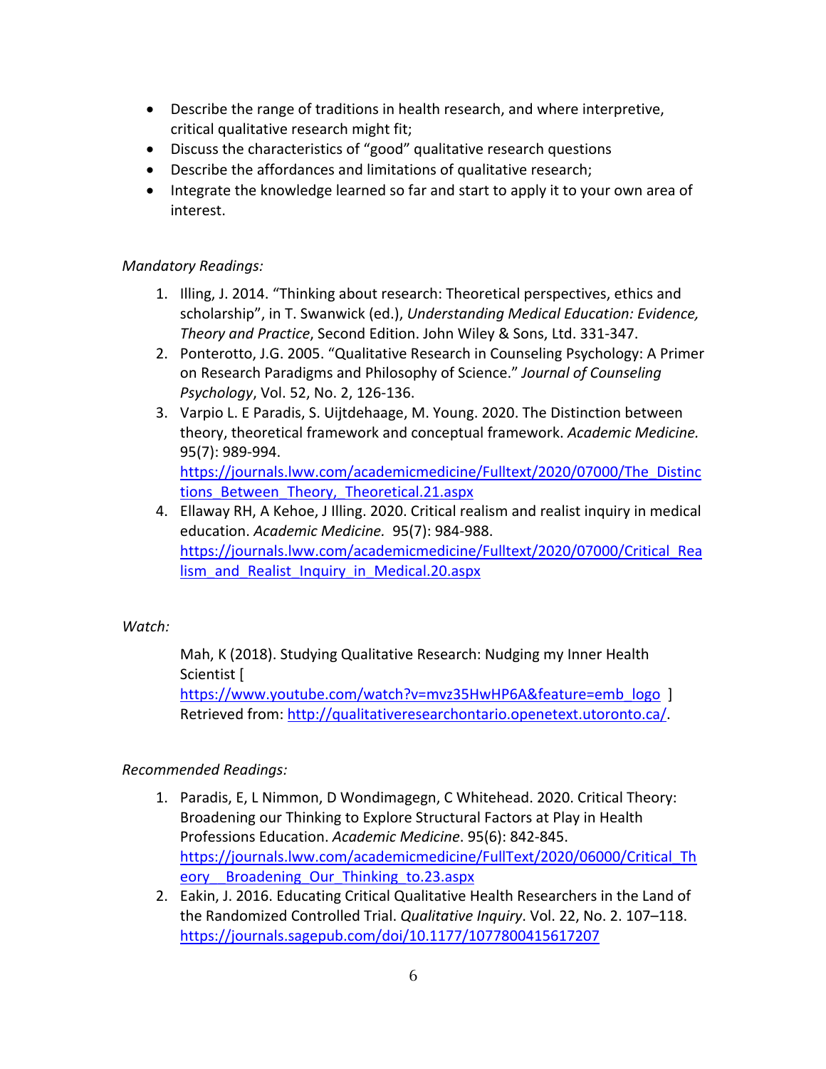- Describe the range of traditions in health research, and where interpretive, critical qualitative research might fit;
- Discuss the characteristics of "good" qualitative research questions
- Describe the affordances and limitations of qualitative research;
- Integrate the knowledge learned so far and start to apply it to your own area of interest.

*Mandatory Readings:*

1. Illing, J. 2014. "Thinking about research: Theoretical perspectives, ethics and scholarship", in T. Swanwick (ed.), *Understanding Medical Education: Evidence, Theory and Practice*, Second Edition. John Wiley & Sons, Ltd. 331-347.
2. Ponterotto, J.G. 2005. "Qualitative Research in Counseling Psychology: A Primer on Research Paradigms and Philosophy of Science." *Journal of Counseling Psychology*, Vol. 52, No. 2, 126-136.
3. Varpio L. E Paradis, S. Uijtdehaage, M. Young. 2020. The Distinction between theory, theoretical framework and conceptual framework. *Academic Medicine.* 95(7): 989-994. https://journals.lww.com/academicmedicine/Fulltext/2020/07000/The_Distinctions_Between_Theory,_Theoretical.21.aspx
4. Ellaway RH, A Kehoe, J Illing. 2020. Critical realism and realist inquiry in medical education. *Academic Medicine.* 95(7): 984-988. https://journals.lww.com/academicmedicine/Fulltext/2020/07000/Critical_Realism_and_Realist_Inquiry_in_Medical.20.aspx

*Watch:*

Mah, K (2018). Studying Qualitative Research: Nudging my Inner Health Scientist [ https://www.youtube.com/watch?v=mvz35HwHP6A&feature=emb_logo ] Retrieved from: http://qualitativeresearchontario.openetext.utoronto.ca/.

*Recommended Readings:*

1. Paradis, E, L Nimmon, D Wondimagegn, C Whitehead. 2020. Critical Theory: Broadening our Thinking to Explore Structural Factors at Play in Health Professions Education. *Academic Medicine*. 95(6): 842-845. https://journals.lww.com/academicmedicine/FullText/2020/06000/Critical_Theory__Broadening_Our_Thinking_to.23.aspx
2. Eakin, J. 2016. Educating Critical Qualitative Health Researchers in the Land of the Randomized Controlled Trial. *Qualitative Inquiry*. Vol. 22, No. 2. 107–118. https://journals.sagepub.com/doi/10.1177/1077800415617207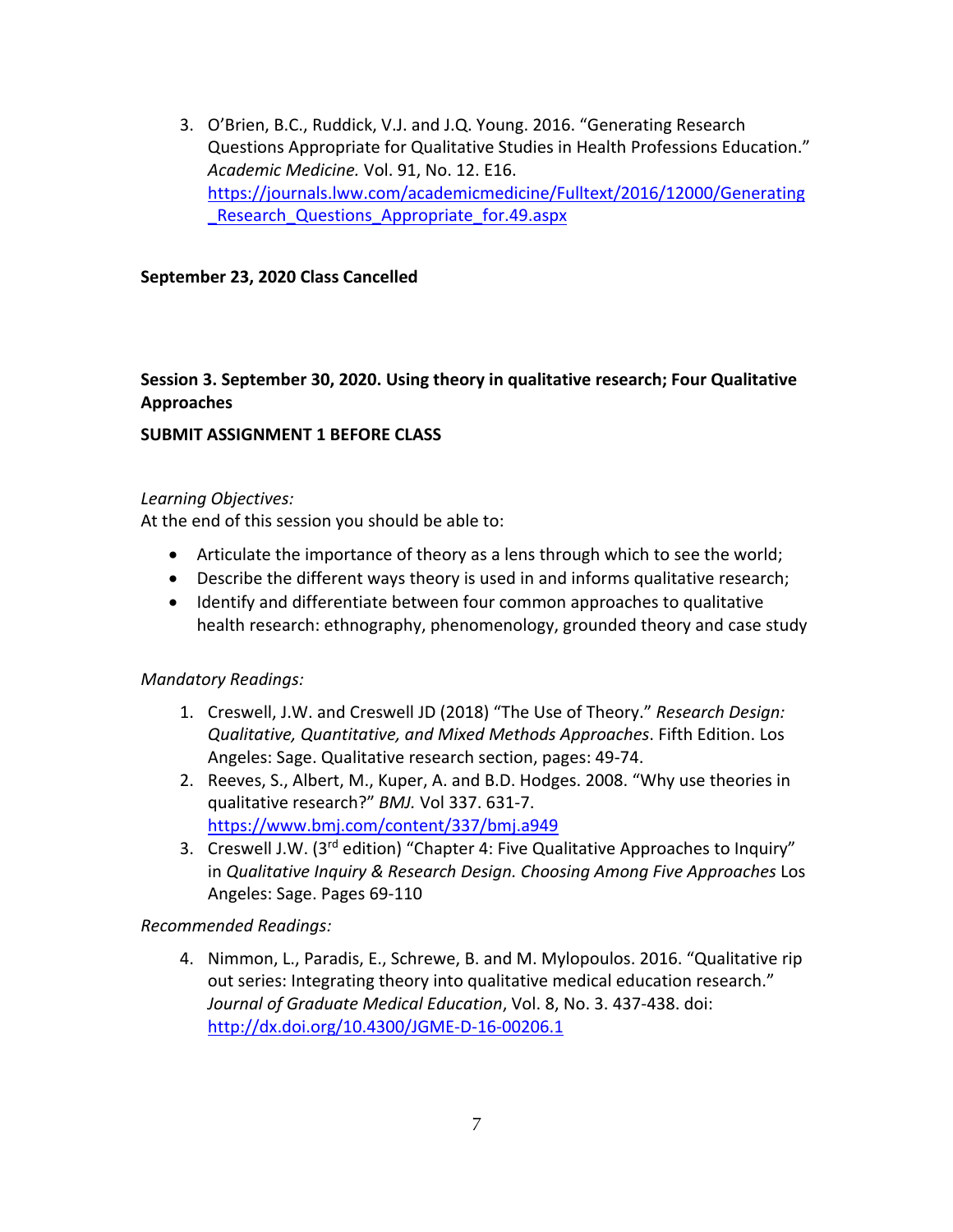3. O'Brien, B.C., Ruddick, V.J. and J.Q. Young. 2016. "Generating Research Questions Appropriate for Qualitative Studies in Health Professions Education." *Academic Medicine.* Vol. 91, No. 12. E16. https://journals.lww.com/academicmedicine/Fulltext/2016/12000/Generating_Research_Questions_Appropriate_for.49.aspx

**September 23, 2020 Class Cancelled**

**Session 3. September 30, 2020. Using theory in qualitative research; Four Qualitative Approaches**

**SUBMIT ASSIGNMENT 1 BEFORE CLASS**

*Learning Objectives:*

At the end of this session you should be able to:

- Articulate the importance of theory as a lens through which to see the world;
- Describe the different ways theory is used in and informs qualitative research;
- Identify and differentiate between four common approaches to qualitative health research: ethnography, phenomenology, grounded theory and case study

*Mandatory Readings:*

1. Creswell, J.W. and Creswell JD (2018) "The Use of Theory." *Research Design: Qualitative, Quantitative, and Mixed Methods Approaches*. Fifth Edition. Los Angeles: Sage. Qualitative research section, pages: 49-74.
2. Reeves, S., Albert, M., Kuper, A. and B.D. Hodges. 2008. "Why use theories in qualitative research?" *BMJ.* Vol 337. 631-7. https://www.bmj.com/content/337/bmj.a949
3. Creswell J.W. (3rd edition) "Chapter 4: Five Qualitative Approaches to Inquiry" in *Qualitative Inquiry & Research Design. Choosing Among Five Approaches* Los Angeles: Sage. Pages 69-110

*Recommended Readings:*

4. Nimmon, L., Paradis, E., Schrewe, B. and M. Mylopoulos. 2016. "Qualitative rip out series: Integrating theory into qualitative medical education research." *Journal of Graduate Medical Education*, Vol. 8, No. 3. 437-438. doi: http://dx.doi.org/10.4300/JGME-D-16-00206.1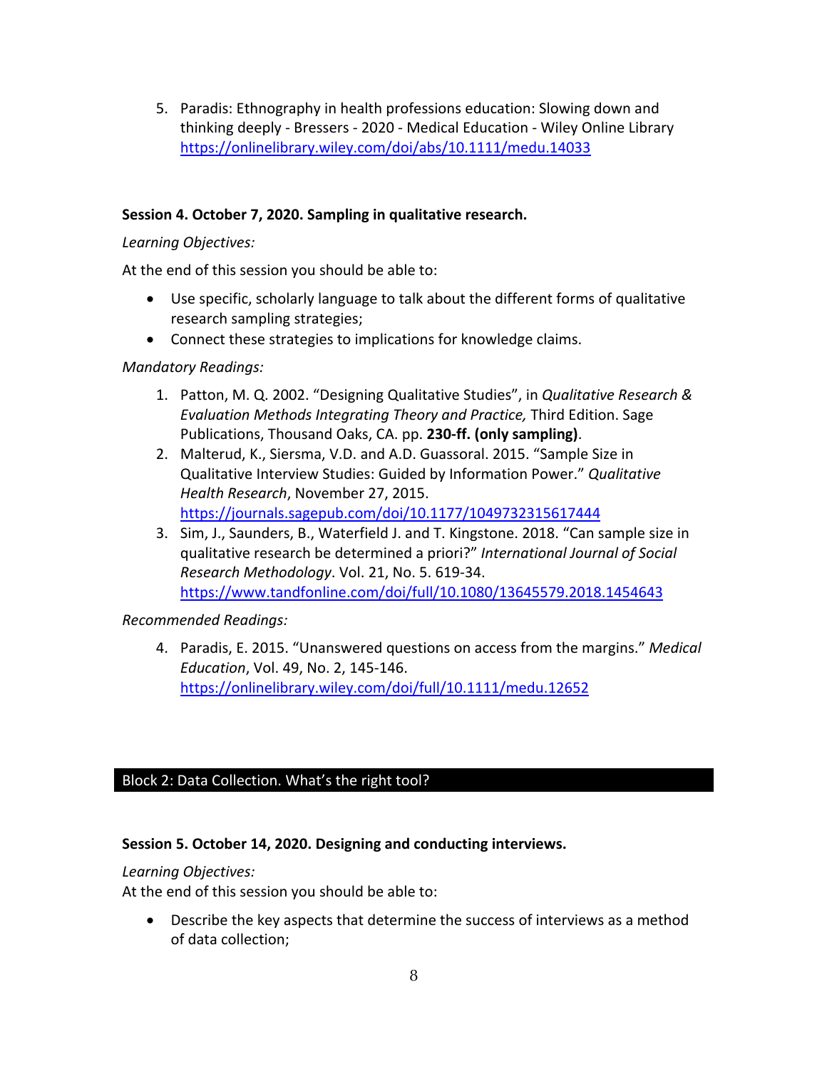5. Paradis: Ethnography in health professions education: Slowing down and thinking deeply - Bressers - 2020 - Medical Education - Wiley Online Library https://onlinelibrary.wiley.com/doi/abs/10.1111/medu.14033

**Session 4. October 7, 2020. Sampling in qualitative research.**

*Learning Objectives:*

At the end of this session you should be able to:

- Use specific, scholarly language to talk about the different forms of qualitative research sampling strategies;
- Connect these strategies to implications for knowledge claims.

*Mandatory Readings:*

1. Patton, M. Q. 2002. "Designing Qualitative Studies", in *Qualitative Research & Evaluation Methods Integrating Theory and Practice,* Third Edition. Sage Publications, Thousand Oaks, CA. pp. **230-ff. (only sampling)**.
2. Malterud, K., Siersma, V.D. and A.D. Guassoral. 2015. "Sample Size in Qualitative Interview Studies: Guided by Information Power." *Qualitative Health Research*, November 27, 2015. https://journals.sagepub.com/doi/10.1177/1049732315617444
3. Sim, J., Saunders, B., Waterfield J. and T. Kingstone. 2018. "Can sample size in qualitative research be determined a priori?" *International Journal of Social Research Methodology*. Vol. 21, No. 5. 619-34. https://www.tandfonline.com/doi/full/10.1080/13645579.2018.1454643

*Recommended Readings:*

4. Paradis, E. 2015. "Unanswered questions on access from the margins." *Medical Education*, Vol. 49, No. 2, 145-146. https://onlinelibrary.wiley.com/doi/full/10.1111/medu.12652

## Block 2: Data Collection. What's the right tool?

**Session 5. October 14, 2020. Designing and conducting interviews.**

*Learning Objectives:*

At the end of this session you should be able to:

- Describe the key aspects that determine the success of interviews as a method of data collection;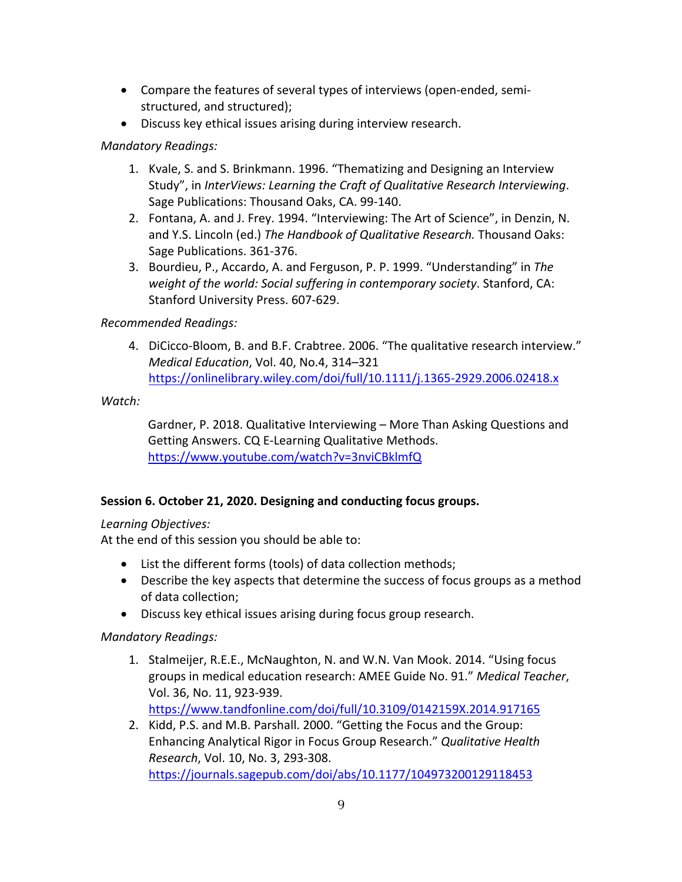- Compare the features of several types of interviews (open-ended, semi-structured, and structured);
- Discuss key ethical issues arising during interview research.

*Mandatory Readings:*

1. Kvale, S. and S. Brinkmann. 1996. "Thematizing and Designing an Interview Study", in *InterViews: Learning the Craft of Qualitative Research Interviewing*. Sage Publications: Thousand Oaks, CA. 99-140.
2. Fontana, A. and J. Frey. 1994. "Interviewing: The Art of Science", in Denzin, N. and Y.S. Lincoln (ed.) *The Handbook of Qualitative Research.* Thousand Oaks: Sage Publications. 361-376.
3. Bourdieu, P., Accardo, A. and Ferguson, P. P. 1999. "Understanding" in *The weight of the world: Social suffering in contemporary society*. Stanford, CA: Stanford University Press. 607-629.

*Recommended Readings:*

4. DiCicco-Bloom, B. and B.F. Crabtree. 2006. "The qualitative research interview." *Medical Education*, Vol. 40, No.4, 314–321 https://onlinelibrary.wiley.com/doi/full/10.1111/j.1365-2929.2006.02418.x

*Watch:*

Gardner, P. 2018. Qualitative Interviewing – More Than Asking Questions and Getting Answers. CQ E-Learning Qualitative Methods. https://www.youtube.com/watch?v=3nviCBklmfQ

**Session 6. October 21, 2020. Designing and conducting focus groups.**

*Learning Objectives:*
At the end of this session you should be able to:

- List the different forms (tools) of data collection methods;
- Describe the key aspects that determine the success of focus groups as a method of data collection;
- Discuss key ethical issues arising during focus group research.

*Mandatory Readings:*

1. Stalmeijer, R.E.E., McNaughton, N. and W.N. Van Mook. 2014. "Using focus groups in medical education research: AMEE Guide No. 91." *Medical Teacher*, Vol. 36, No. 11, 923-939. https://www.tandfonline.com/doi/full/10.3109/0142159X.2014.917165
2. Kidd, P.S. and M.B. Parshall. 2000. "Getting the Focus and the Group: Enhancing Analytical Rigor in Focus Group Research." *Qualitative Health Research*, Vol. 10, No. 3, 293-308. https://journals.sagepub.com/doi/abs/10.1177/104973200129118453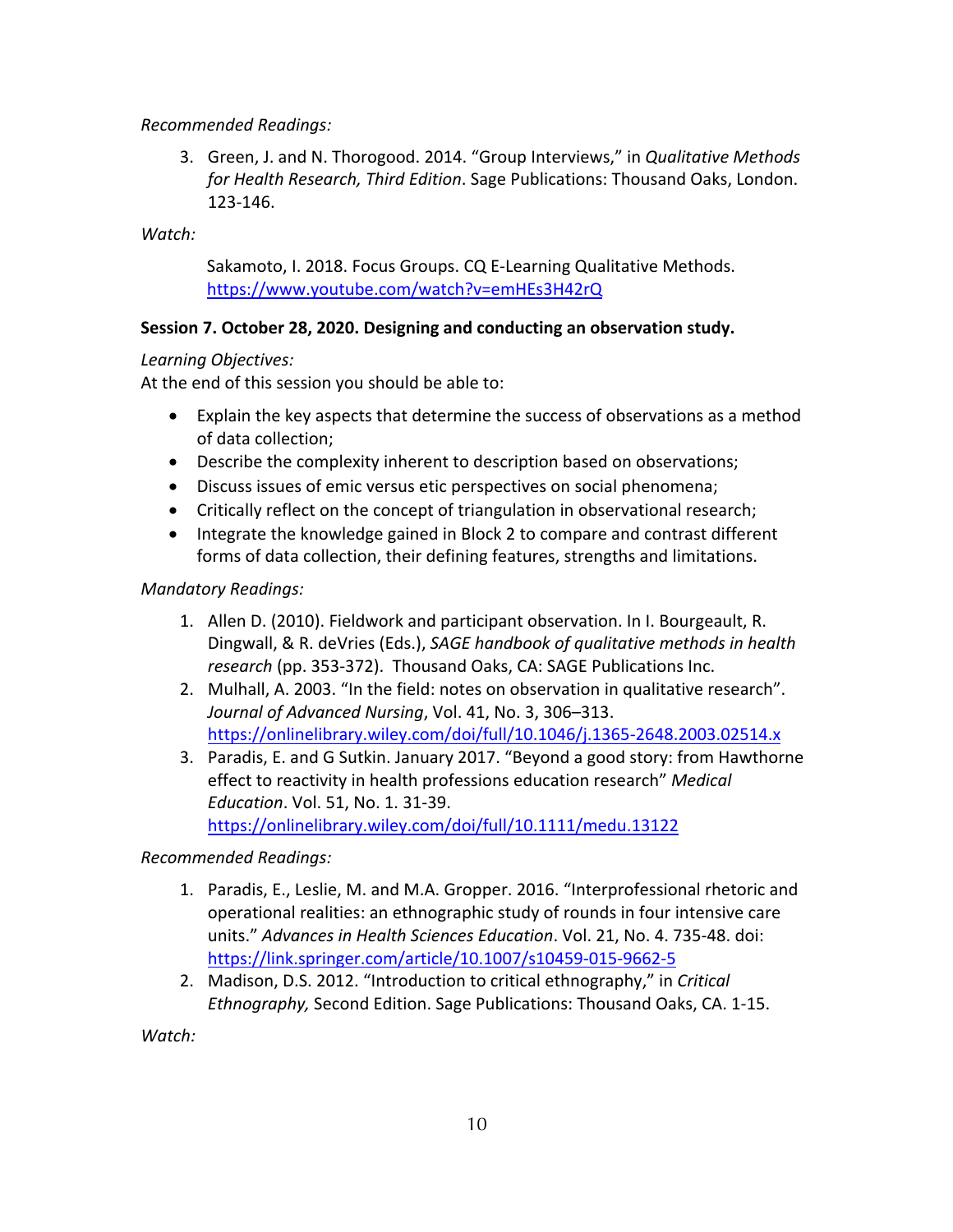*Recommended Readings:*

3. Green, J. and N. Thorogood. 2014. "Group Interviews," in *Qualitative Methods for Health Research, Third Edition*. Sage Publications: Thousand Oaks, London. 123-146.

*Watch:*

Sakamoto, I. 2018. Focus Groups. CQ E-Learning Qualitative Methods. https://www.youtube.com/watch?v=emHEs3H42rQ

**Session 7. October 28, 2020. Designing and conducting an observation study.**

*Learning Objectives:*

At the end of this session you should be able to:

- Explain the key aspects that determine the success of observations as a method of data collection;
- Describe the complexity inherent to description based on observations;
- Discuss issues of emic versus etic perspectives on social phenomena;
- Critically reflect on the concept of triangulation in observational research;
- Integrate the knowledge gained in Block 2 to compare and contrast different forms of data collection, their defining features, strengths and limitations.

*Mandatory Readings:*

1. Allen D. (2010). Fieldwork and participant observation. In I. Bourgeault, R. Dingwall, & R. deVries (Eds.), *SAGE handbook of qualitative methods in health research* (pp. 353-372). Thousand Oaks, CA: SAGE Publications Inc.
2. Mulhall, A. 2003. "In the field: notes on observation in qualitative research". *Journal of Advanced Nursing*, Vol. 41, No. 3, 306–313. https://onlinelibrary.wiley.com/doi/full/10.1046/j.1365-2648.2003.02514.x
3. Paradis, E. and G Sutkin. January 2017. "Beyond a good story: from Hawthorne effect to reactivity in health professions education research" *Medical Education*. Vol. 51, No. 1. 31-39. https://onlinelibrary.wiley.com/doi/full/10.1111/medu.13122

*Recommended Readings:*

1. Paradis, E., Leslie, M. and M.A. Gropper. 2016. "Interprofessional rhetoric and operational realities: an ethnographic study of rounds in four intensive care units." *Advances in Health Sciences Education*. Vol. 21, No. 4. 735-48. doi: https://link.springer.com/article/10.1007/s10459-015-9662-5
2. Madison, D.S. 2012. "Introduction to critical ethnography," in *Critical Ethnography,* Second Edition. Sage Publications: Thousand Oaks, CA. 1-15.

*Watch:*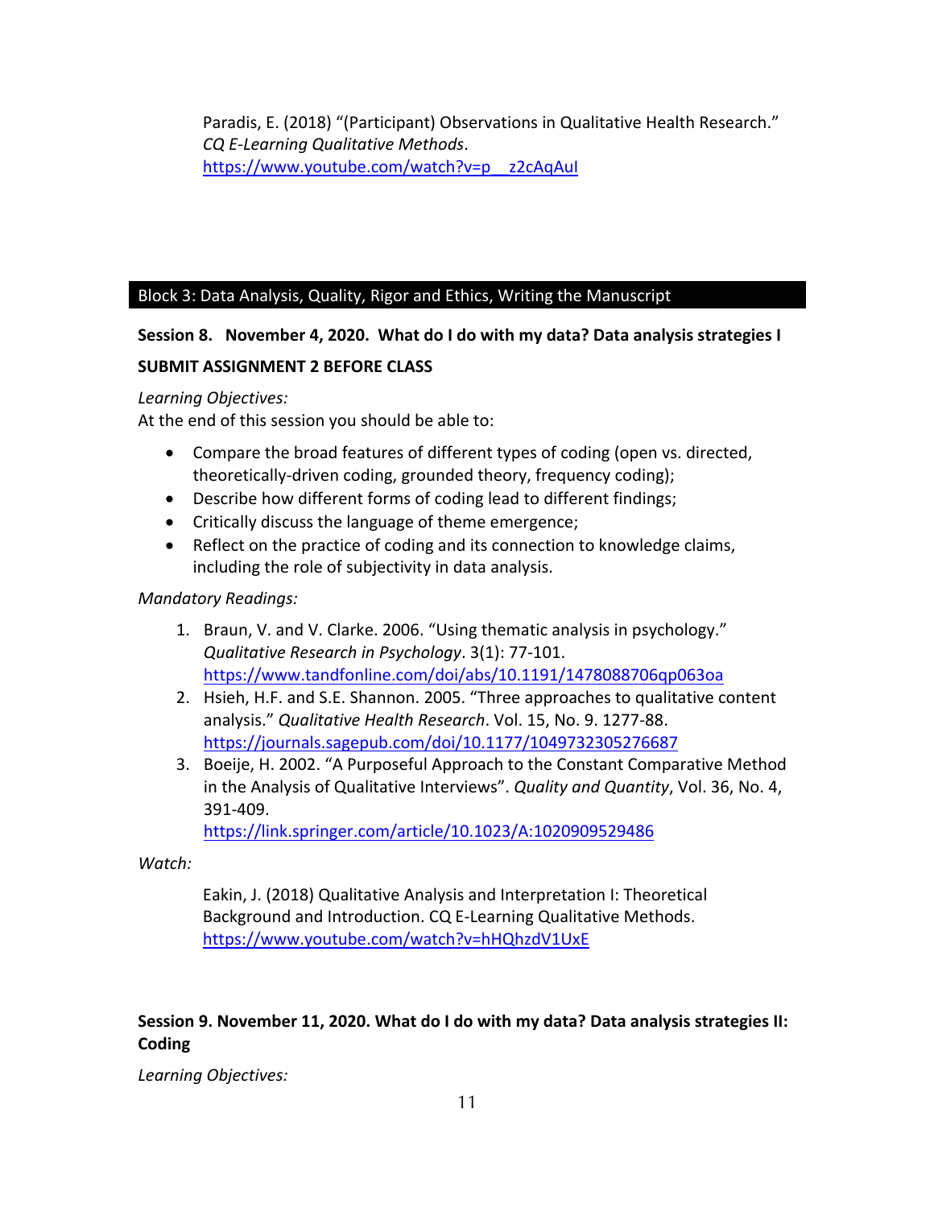Paradis, E. (2018) "(Participant) Observations in Qualitative Health Research." *CQ E-Learning Qualitative Methods*. https://www.youtube.com/watch?v=p__z2cAqAuI

## Block 3: Data Analysis, Quality, Rigor and Ethics, Writing the Manuscript

**Session 8. November 4, 2020. What do I do with my data? Data analysis strategies I**

**SUBMIT ASSIGNMENT 2 BEFORE CLASS**

*Learning Objectives:*
At the end of this session you should be able to:

- Compare the broad features of different types of coding (open vs. directed, theoretically-driven coding, grounded theory, frequency coding);
- Describe how different forms of coding lead to different findings;
- Critically discuss the language of theme emergence;
- Reflect on the practice of coding and its connection to knowledge claims, including the role of subjectivity in data analysis.

*Mandatory Readings:*

1. Braun, V. and V. Clarke. 2006. "Using thematic analysis in psychology." *Qualitative Research in Psychology*. 3(1): 77-101. https://www.tandfonline.com/doi/abs/10.1191/1478088706qp063oa
2. Hsieh, H.F. and S.E. Shannon. 2005. "Three approaches to qualitative content analysis." *Qualitative Health Research*. Vol. 15, No. 9. 1277-88. https://journals.sagepub.com/doi/10.1177/1049732305276687
3. Boeije, H. 2002. "A Purposeful Approach to the Constant Comparative Method in the Analysis of Qualitative Interviews". *Quality and Quantity*, Vol. 36, No. 4, 391-409. https://link.springer.com/article/10.1023/A:1020909529486

*Watch:*

Eakin, J. (2018) Qualitative Analysis and Interpretation I: Theoretical Background and Introduction. CQ E-Learning Qualitative Methods. https://www.youtube.com/watch?v=hHQhzdV1UxE

**Session 9. November 11, 2020. What do I do with my data? Data analysis strategies II: Coding**

*Learning Objectives:*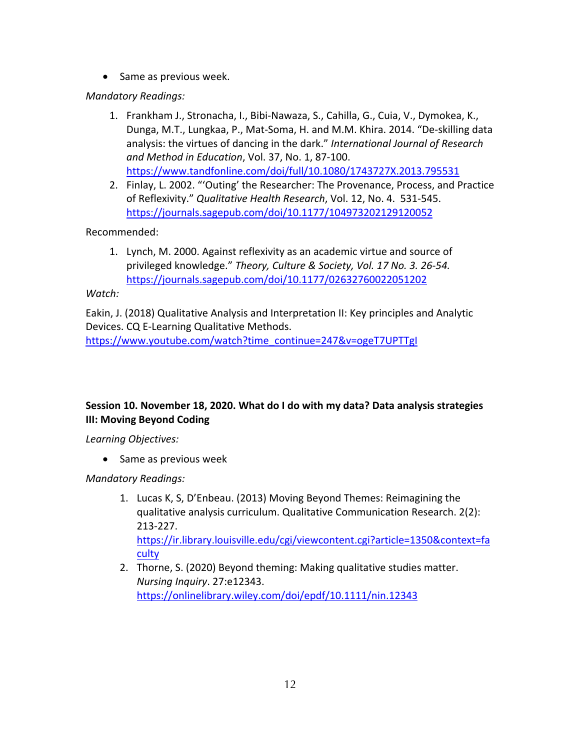- Same as previous week.

*Mandatory Readings:*

1. Frankham J., Stronacha, I., Bibi-Nawaza, S., Cahilla, G., Cuia, V., Dymokea, K., Dunga, M.T., Lungkaa, P., Mat-Soma, H. and M.M. Khira. 2014. "De-skilling data analysis: the virtues of dancing in the dark." *International Journal of Research and Method in Education*, Vol. 37, No. 1, 87-100. https://www.tandfonline.com/doi/full/10.1080/1743727X.2013.795531
2. Finlay, L. 2002. "'Outing' the Researcher: The Provenance, Process, and Practice of Reflexivity." *Qualitative Health Research*, Vol. 12, No. 4. 531-545. https://journals.sagepub.com/doi/10.1177/104973202129120052

Recommended:

1. Lynch, M. 2000. Against reflexivity as an academic virtue and source of privileged knowledge." *Theory, Culture & Society, Vol. 17 No. 3. 26-54.* https://journals.sagepub.com/doi/10.1177/02632760022051202

*Watch:*

Eakin, J. (2018) Qualitative Analysis and Interpretation II: Key principles and Analytic Devices. CQ E-Learning Qualitative Methods. https://www.youtube.com/watch?time_continue=247&v=ogeT7UPTTgI

**Session 10. November 18, 2020. What do I do with my data? Data analysis strategies III: Moving Beyond Coding**

*Learning Objectives:*

- Same as previous week

*Mandatory Readings:*

1. Lucas K, S, D'Enbeau. (2013) Moving Beyond Themes: Reimagining the qualitative analysis curriculum. Qualitative Communication Research. 2(2): 213-227. https://ir.library.louisville.edu/cgi/viewcontent.cgi?article=1350&context=faculty
2. Thorne, S. (2020) Beyond theming: Making qualitative studies matter. *Nursing Inquiry*. 27:e12343. https://onlinelibrary.wiley.com/doi/epdf/10.1111/nin.12343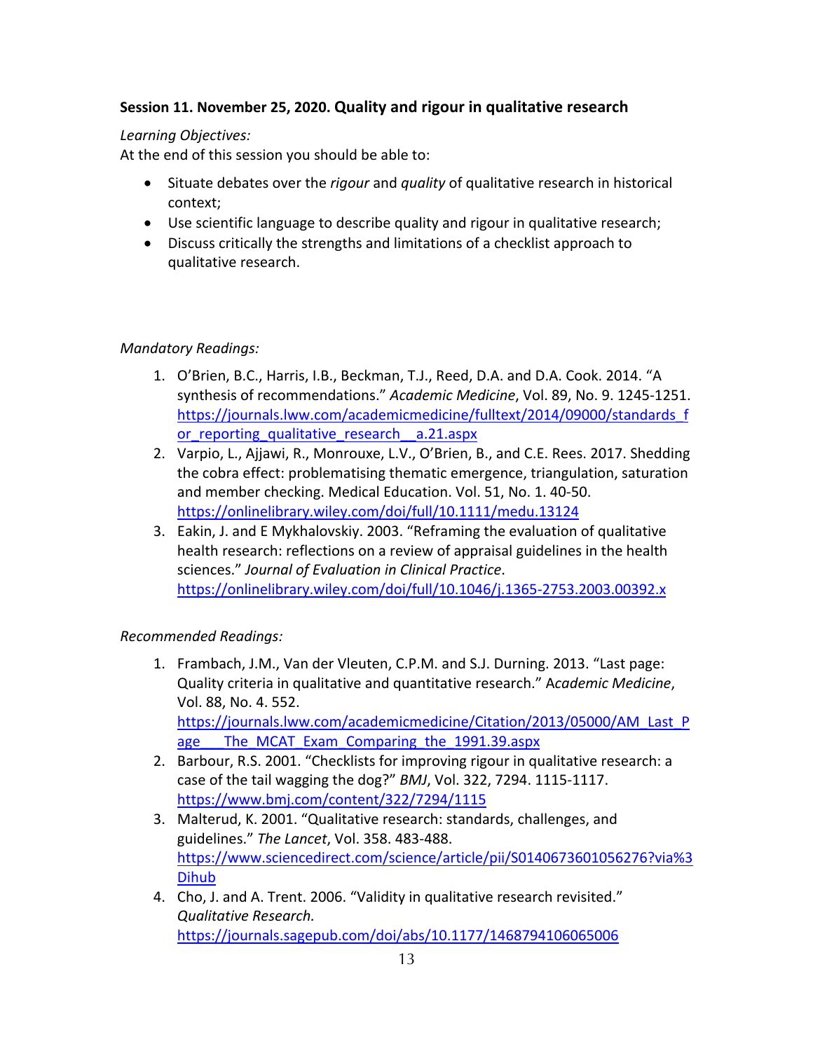### Session 11. November 25, 2020. Quality and rigour in qualitative research

*Learning Objectives:*
At the end of this session you should be able to:

- Situate debates over the *rigour* and *quality* of qualitative research in historical context;
- Use scientific language to describe quality and rigour in qualitative research;
- Discuss critically the strengths and limitations of a checklist approach to qualitative research.

*Mandatory Readings:*

1. O'Brien, B.C., Harris, I.B., Beckman, T.J., Reed, D.A. and D.A. Cook. 2014. "A synthesis of recommendations." *Academic Medicine*, Vol. 89, No. 9. 1245-1251. https://journals.lww.com/academicmedicine/fulltext/2014/09000/standards_for_reporting_qualitative_research__a.21.aspx
2. Varpio, L., Ajjawi, R., Monrouxe, L.V., O'Brien, B., and C.E. Rees. 2017. Shedding the cobra effect: problematising thematic emergence, triangulation, saturation and member checking. Medical Education. Vol. 51, No. 1. 40-50. https://onlinelibrary.wiley.com/doi/full/10.1111/medu.13124
3. Eakin, J. and E Mykhalovskiy. 2003. "Reframing the evaluation of qualitative health research: reflections on a review of appraisal guidelines in the health sciences." *Journal of Evaluation in Clinical Practice*. https://onlinelibrary.wiley.com/doi/full/10.1046/j.1365-2753.2003.00392.x

*Recommended Readings:*

1. Frambach, J.M., Van der Vleuten, C.P.M. and S.J. Durning. 2013. "Last page: Quality criteria in qualitative and quantitative research." A*cademic Medicine*, Vol. 88, No. 4. 552. https://journals.lww.com/academicmedicine/Citation/2013/05000/AM_Last_Page___The_MCAT_Exam_Comparing_the_1991.39.aspx
2. Barbour, R.S. 2001. "Checklists for improving rigour in qualitative research: a case of the tail wagging the dog?" *BMJ*, Vol. 322, 7294. 1115-1117. https://www.bmj.com/content/322/7294/1115
3. Malterud, K. 2001. "Qualitative research: standards, challenges, and guidelines." *The Lancet*, Vol. 358. 483-488. https://www.sciencedirect.com/science/article/pii/S0140673601056276?via%3Dihub
4. Cho, J. and A. Trent. 2006. "Validity in qualitative research revisited." *Qualitative Research.* https://journals.sagepub.com/doi/abs/10.1177/1468794106065006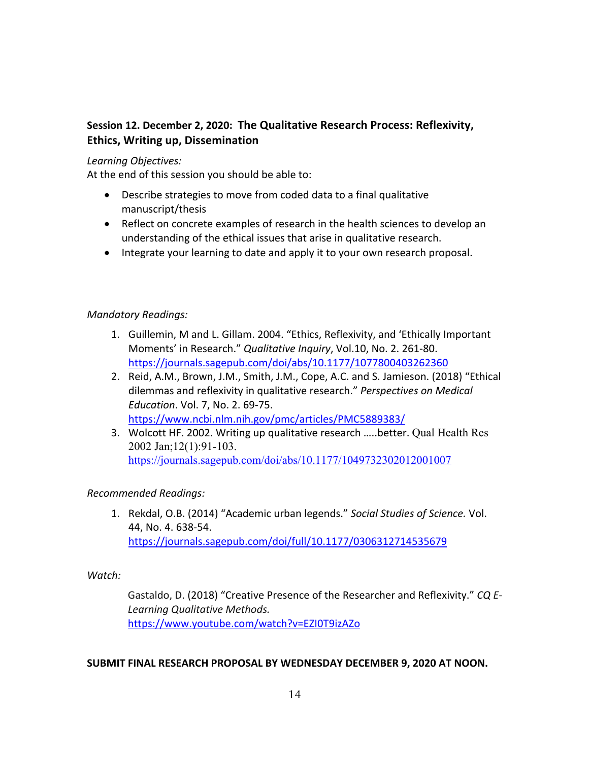## Session 12. December 2, 2020: The Qualitative Research Process: Reflexivity, Ethics, Writing up, Dissemination

*Learning Objectives:*
At the end of this session you should be able to:

- Describe strategies to move from coded data to a final qualitative manuscript/thesis
- Reflect on concrete examples of research in the health sciences to develop an understanding of the ethical issues that arise in qualitative research.
- Integrate your learning to date and apply it to your own research proposal.

*Mandatory Readings:*

1. Guillemin, M and L. Gillam. 2004. "Ethics, Reflexivity, and 'Ethically Important Moments' in Research." *Qualitative Inquiry*, Vol.10, No. 2. 261-80. https://journals.sagepub.com/doi/abs/10.1177/1077800403262360
2. Reid, A.M., Brown, J.M., Smith, J.M., Cope, A.C. and S. Jamieson. (2018) "Ethical dilemmas and reflexivity in qualitative research." *Perspectives on Medical Education*. Vol. 7, No. 2. 69-75. https://www.ncbi.nlm.nih.gov/pmc/articles/PMC5889383/
3. Wolcott HF. 2002. Writing up qualitative research .....better. Qual Health Res 2002 Jan;12(1):91-103. https://journals.sagepub.com/doi/abs/10.1177/104973230201200107

*Recommended Readings:*

1. Rekdal, O.B. (2014) "Academic urban legends." *Social Studies of Science.* Vol. 44, No. 4. 638-54. https://journals.sagepub.com/doi/full/10.1177/0306312714535679

*Watch:*

Gastaldo, D. (2018) "Creative Presence of the Researcher and Reflexivity." *CQ E-Learning Qualitative Methods.* https://www.youtube.com/watch?v=EZI0T9izAZo

**SUBMIT FINAL RESEARCH PROPOSAL BY WEDNESDAY DECEMBER 9, 2020 AT NOON.**